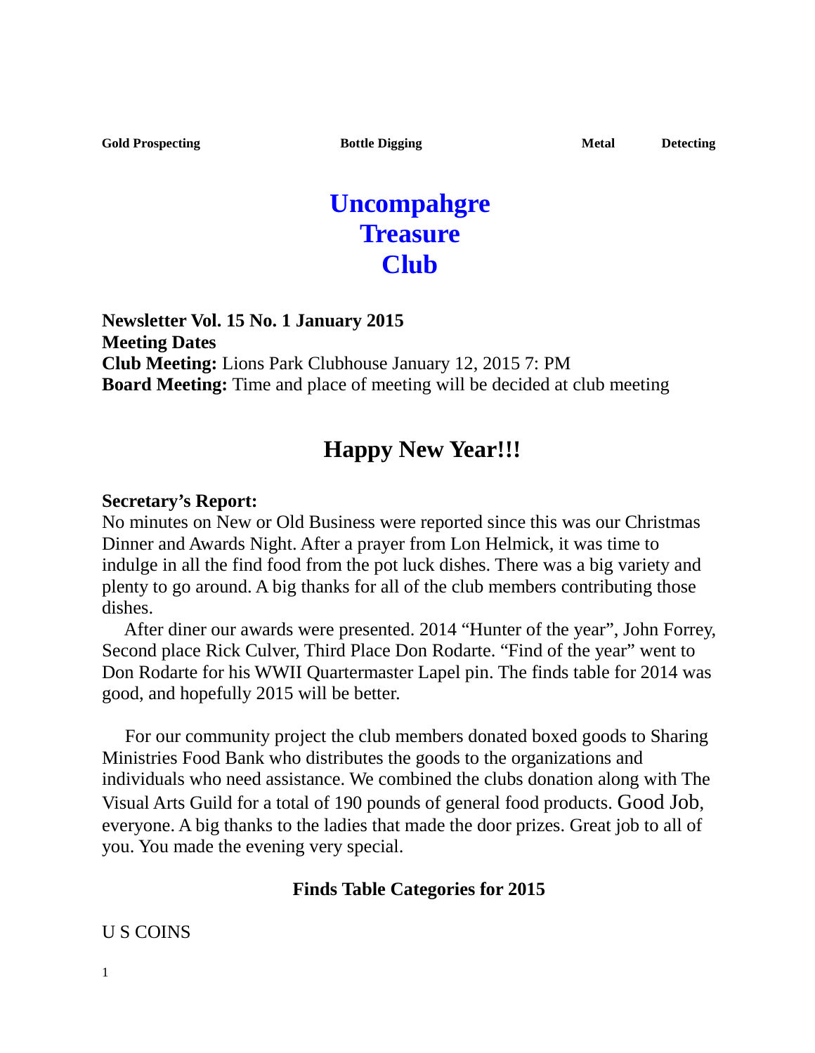**Gold Prospecting** **Bottle Digging** **Metal Detecting**

# Uncompahgre Treasure Club

**Newsletter Vol. 15 No. 1 January 2015**
**Meeting Dates**
**Club Meeting:** Lions Park Clubhouse January 12, 2015 7: PM
**Board Meeting:** Time and place of meeting will be decided at club meeting

## Happy New Year!!!

**Secretary's Report:**
No minutes on New or Old Business were reported since this was our Christmas Dinner and Awards Night. After a prayer from Lon Helmick, it was time to indulge in all the find food from the pot luck dishes. There was a big variety and plenty to go around. A big thanks for all of the club members contributing those dishes.

After diner our awards were presented. 2014 "Hunter of the year", John Forrey, Second place Rick Culver, Third Place Don Rodarte. "Find of the year" went to Don Rodarte for his WWII Quartermaster Lapel pin. The finds table for 2014 was good, and hopefully 2015 will be better.

For our community project the club members donated boxed goods to Sharing Ministries Food Bank who distributes the goods to the organizations and individuals who need assistance. We combined the clubs donation along with The Visual Arts Guild for a total of 190 pounds of general food products. Good Job, everyone. A big thanks to the ladies that made the door prizes. Great job to all of you. You made the evening very special.

**Finds Table Categories for 2015**

U S COINS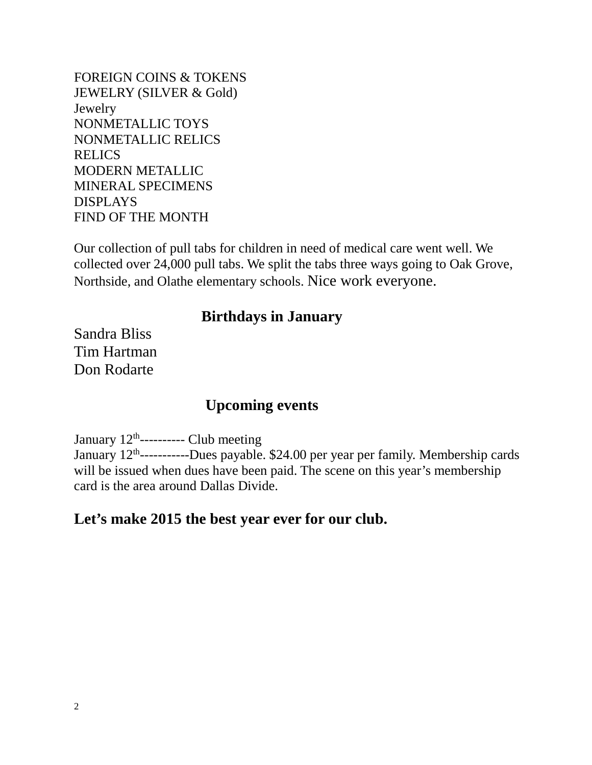FOREIGN COINS & TOKENS
JEWELRY (SILVER & Gold)
Jewelry
NONMETALLIC TOYS
NONMETALLIC RELICS
RELICS
MODERN METALLIC
MINERAL SPECIMENS
DISPLAYS
FIND OF THE MONTH

Our collection of pull tabs for children in need of medical care went well. We collected over 24,000 pull tabs. We split the tabs three ways going to Oak Grove, Northside, and Olathe elementary schools. Nice work everyone.

## Birthdays in January

Sandra Bliss
Tim Hartman
Don Rodarte

## Upcoming events

January 12th---------- Club meeting
January 12th-----------Dues payable. $24.00 per year per family. Membership cards will be issued when dues have been paid. The scene on this year's membership card is the area around Dallas Divide.

**Let's make 2015 the best year ever for our club.**